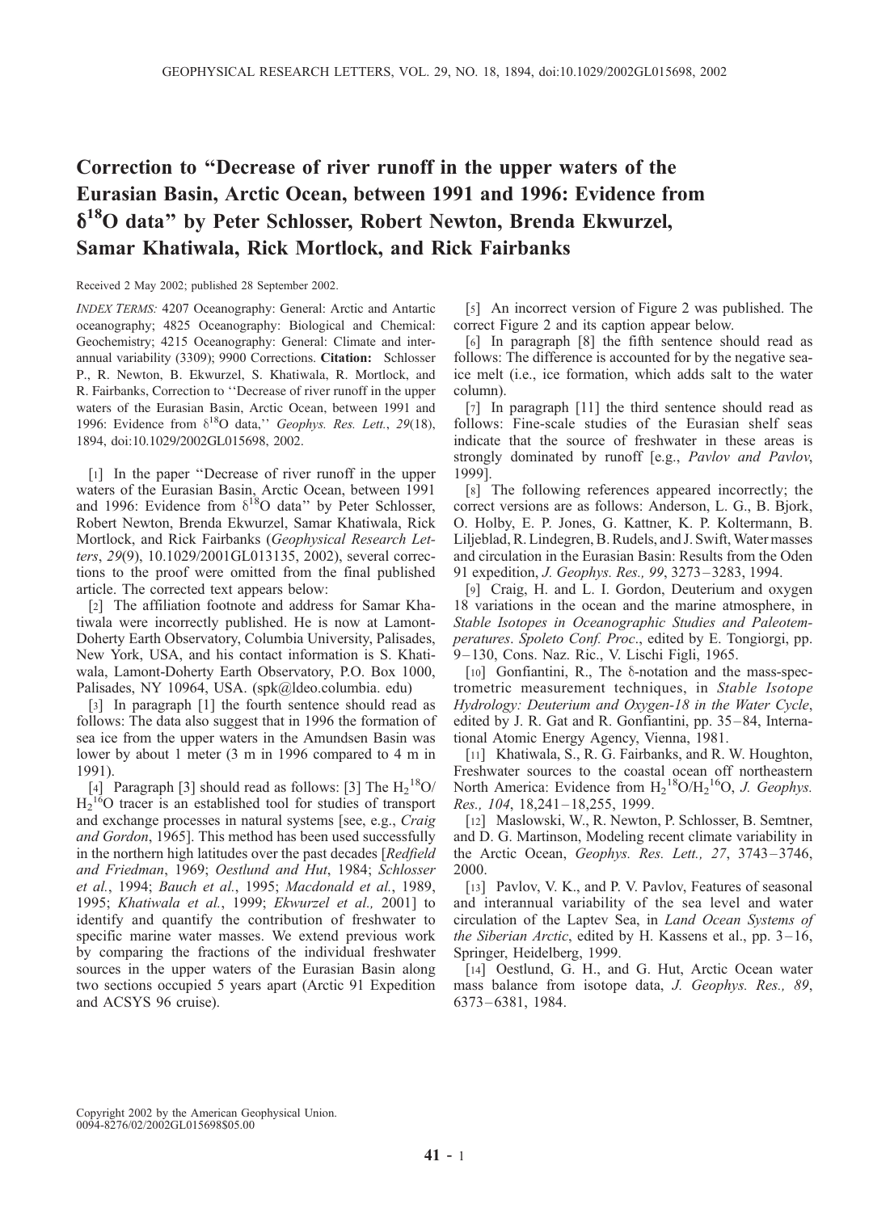# Correction to "Decrease of river runoff in the upper waters of the Eurasian Basin, Arctic Ocean, between 1991 and 1996: Evidence from $\delta^{18}O$ data" by Peter Schlosser, Robert Newton, Brenda Ekwurzel, Samar Khatiwala, Rick Mortlock, and Rick Fairbanks

Received 2 May 2002; published 28 September 2002.

*INDEX TERMS:* 4207 Oceanography: General: Arctic and Antartic oceanography; 4825 Oceanography: Biological and Chemical: Geochemistry; 4215 Oceanography: General: Climate and interannual variability (3309); 9900 Corrections. **Citation:** Schlosser P., R. Newton, B. Ekwurzel, S. Khatiwala, R. Mortlock, and R. Fairbanks, Correction to ''Decrease of river runoff in the upper waters of the Eurasian Basin, Arctic Ocean, between 1991 and 1996: Evidence from $\delta^{18}O$ data,'' *Geophys. Res. Lett.*, *29*(18), 1894, doi:10.1029/2002GL015698, 2002.

[1] In the paper "Decrease of river runoff in the upper waters of the Eurasian Basin, Arctic Ocean, between 1991 and 1996: Evidence from $\delta^{18}O$ data" by Peter Schlosser, Robert Newton, Brenda Ekwurzel, Samar Khatiwala, Rick Mortlock, and Rick Fairbanks (*Geophysical Research Letters*, *29*(9), 10.1029/2001GL013135, 2002), several corrections to the proof were omitted from the final published article. The corrected text appears below:

[2] The affiliation footnote and address for Samar Khatiwala were incorrectly published. He is now at Lamont-Doherty Earth Observatory, Columbia University, Palisades, New York, USA, and his contact information is S. Khatiwala, Lamont-Doherty Earth Observatory, P.O. Box 1000, Palisades, NY 10964, USA. (spk@ldeo.columbia. edu)

[3] In paragraph [1] the fourth sentence should read as follows: The data also suggest that in 1996 the formation of sea ice from the upper waters in the Amundsen Basin was lower by about 1 meter (3 m in 1996 compared to 4 m in 1991).

[4] Paragraph [3] should read as follows: [3] The $H_2{}^{18}O/H_2{}^{16}O$ tracer is an established tool for studies of transport and exchange processes in natural systems [see, e.g., *Craig and Gordon*, 1965]. This method has been used successfully in the northern high latitudes over the past decades [*Redfield and Friedman*, 1969; *Oestlund and Hut*, 1984; *Schlosser et al.*, 1994; *Bauch et al.*, 1995; *Macdonald et al.*, 1989, 1995; *Khatiwala et al.*, 1999; *Ekwurzel et al.,* 2001] to identify and quantify the contribution of freshwater to specific marine water masses. We extend previous work by comparing the fractions of the individual freshwater sources in the upper waters of the Eurasian Basin along two sections occupied 5 years apart (Arctic 91 Expedition and ACSYS 96 cruise).

[5] An incorrect version of Figure 2 was published. The correct Figure 2 and its caption appear below.

[6] In paragraph [8] the fifth sentence should read as follows: The difference is accounted for by the negative sea-ice melt (i.e., ice formation, which adds salt to the water column).

[7] In paragraph [11] the third sentence should read as follows: Fine-scale studies of the Eurasian shelf seas indicate that the source of freshwater in these areas is strongly dominated by runoff [e.g., *Pavlov and Pavlov*, 1999].

[8] The following references appeared incorrectly; the correct versions are as follows: Anderson, L. G., B. Bjork, O. Holby, E. P. Jones, G. Kattner, K. P. Koltermann, B. Liljeblad, R. Lindegren, B. Rudels, and J. Swift, Water masses and circulation in the Eurasian Basin: Results from the Oden 91 expedition, *J. Geophys. Res., 99*, 3273–3283, 1994.

[9] Craig, H. and L. I. Gordon, Deuterium and oxygen 18 variations in the ocean and the marine atmosphere, in *Stable Isotopes in Oceanographic Studies and Paleotemperatures*. *Spoleto Conf. Proc*., edited by E. Tongiorgi, pp. 9–130, Cons. Naz. Ric., V. Lischi Figli, 1965.

[10] Gonfiantini, R., The $\delta$-notation and the mass-spectrometric measurement techniques, in *Stable Isotope Hydrology: Deuterium and Oxygen-18 in the Water Cycle*, edited by J. R. Gat and R. Gonfiantini, pp. 35–84, International Atomic Energy Agency, Vienna, 1981.

[11] Khatiwala, S., R. G. Fairbanks, and R. W. Houghton, Freshwater sources to the coastal ocean off northeastern North America: Evidence from $H_2{}^{18}O/H_2{}^{16}O$, *J. Geophys. Res., 104*, 18,241–18,255, 1999.

[12] Maslowski, W., R. Newton, P. Schlosser, B. Semtner, and D. G. Martinson, Modeling recent climate variability in the Arctic Ocean, *Geophys. Res. Lett., 27*, 3743–3746, 2000.

[13] Pavlov, V. K., and P. V. Pavlov, Features of seasonal and interannual variability of the sea level and water circulation of the Laptev Sea, in *Land Ocean Systems of the Siberian Arctic*, edited by H. Kassens et al., pp. 3–16, Springer, Heidelberg, 1999.

[14] Oestlund, G. H., and G. Hut, Arctic Ocean water mass balance from isotope data, *J. Geophys. Res., 89*, 6373–6381, 1984.

Copyright 2002 by the American Geophysical Union.
0094-8276/02/2002GL015698$05.00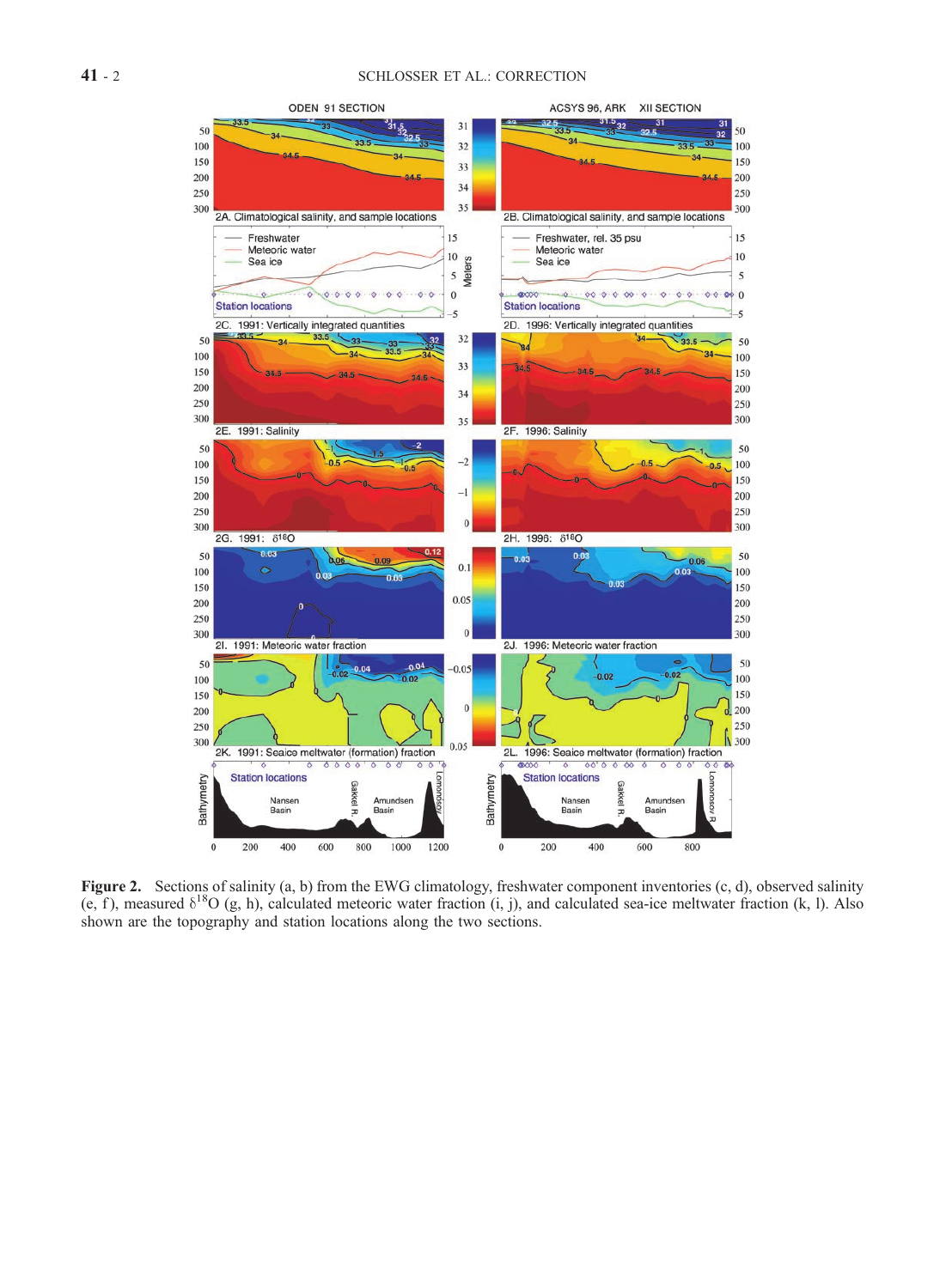ODEN 91 SECTION

ACSYS 96, ARK XII SECTION

2A. Climatological salinity, and sample locations

2B. Climatological salinity, and sample locations

2C. 1991: Vertically integrated quantities

Freshwater
Meteoric water
Sea ice
Station locations

2D. 1996: Vertically integrated quantities

Freshwater, rel. 35 psu
Meteoric water
Sea ice
Station locations

Meters

2E. 1991: Salinity

2F. 1996: Salinity

2G. 1991: δ18O

2H. 1996: δ18O

2I. 1991: Meteoric water fraction

2J. 1996: Meteoric water fraction

2K. 1991: Seaice meltwater (formation) fraction

2L. 1996: Seaice meltwater (formation) fraction

Bathymetry
Station locations
Nansen Basin
Gakkel R.
Amundsen Basin
Lomonosov R.

0 200 400 600 800 1000 1200

0 200 400 600 800

**Figure 2.** Sections of salinity (a, b) from the EWG climatology, freshwater component inventories (c, d), observed salinity (e, f), measured $\delta^{18}O$ (g, h), calculated meteoric water fraction (i, j), and calculated sea-ice meltwater fraction (k, l). Also shown are the topography and station locations along the two sections.